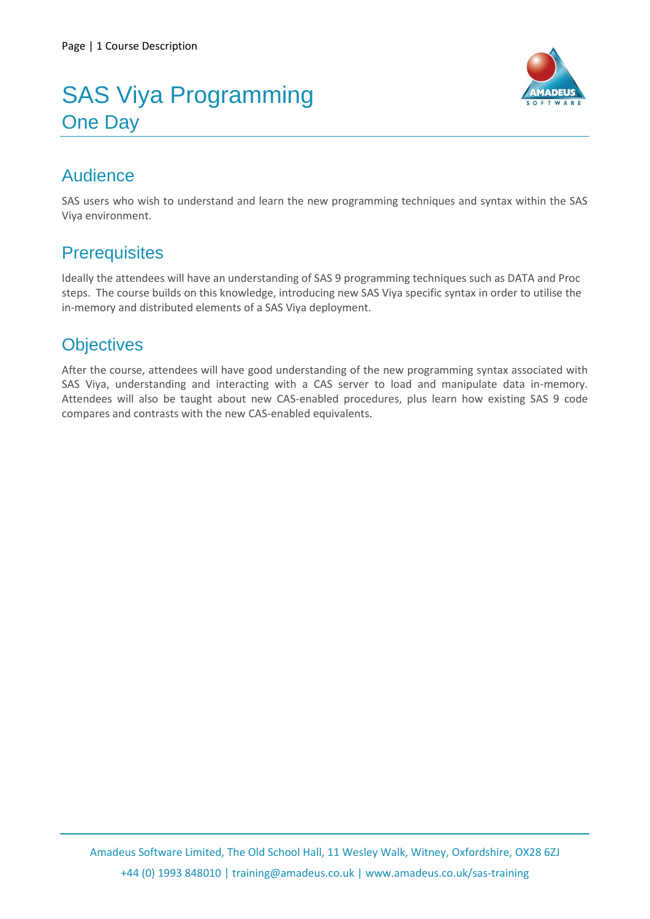# SAS Viya Programming

## One Day

## Audience

SAS users who wish to understand and learn the new programming techniques and syntax within the SAS Viya environment.

## Prerequisites

Ideally the attendees will have an understanding of SAS 9 programming techniques such as DATA and Proc steps. The course builds on this knowledge, introducing new SAS Viya specific syntax in order to utilise the in-memory and distributed elements of a SAS Viya deployment.

## Objectives

After the course, attendees will have good understanding of the new programming syntax associated with SAS Viya, understanding and interacting with a CAS server to load and manipulate data in-memory. Attendees will also be taught about new CAS-enabled procedures, plus learn how existing SAS 9 code compares and contrasts with the new CAS-enabled equivalents.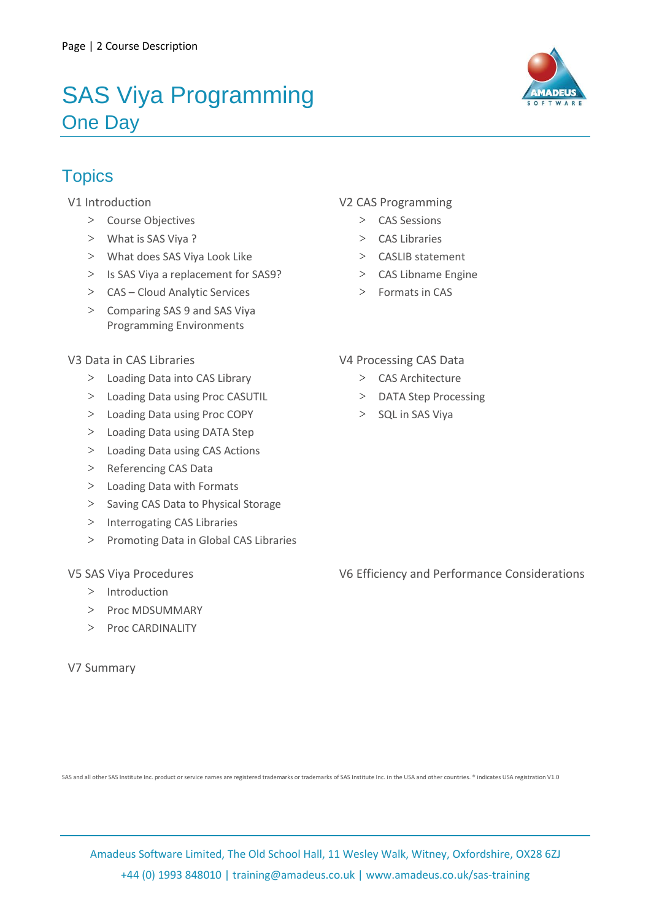# SAS Viya Programming

## One Day

## Topics

### V1 Introduction

- Course Objectives
- What is SAS Viya ?
- What does SAS Viya Look Like
- Is SAS Viya a replacement for SAS9?
- CAS – Cloud Analytic Services
- Comparing SAS 9 and SAS Viya Programming Environments

### V2 CAS Programming

- CAS Sessions
- CAS Libraries
- CASLIB statement
- CAS Libname Engine
- Formats in CAS

### V3 Data in CAS Libraries

- Loading Data into CAS Library
- Loading Data using Proc CASUTIL
- Loading Data using Proc COPY
- Loading Data using DATA Step
- Loading Data using CAS Actions
- Referencing CAS Data
- Loading Data with Formats
- Saving CAS Data to Physical Storage
- Interrogating CAS Libraries
- Promoting Data in Global CAS Libraries

### V4 Processing CAS Data

- CAS Architecture
- DATA Step Processing
- SQL in SAS Viya

### V5 SAS Viya Procedures

- Introduction
- Proc MDSUMMARY
- Proc CARDINALITY

### V6 Efficiency and Performance Considerations

### V7 Summary

SAS and all other SAS Institute Inc. product or service names are registered trademarks or trademarks of SAS Institute Inc. in the USA and other countries. ® indicates USA registration V1.0

Amadeus Software Limited, The Old School Hall, 11 Wesley Walk, Witney, Oxfordshire, OX28 6ZJ
+44 (0) 1993 848010 | training@amadeus.co.uk | www.amadeus.co.uk/sas-training